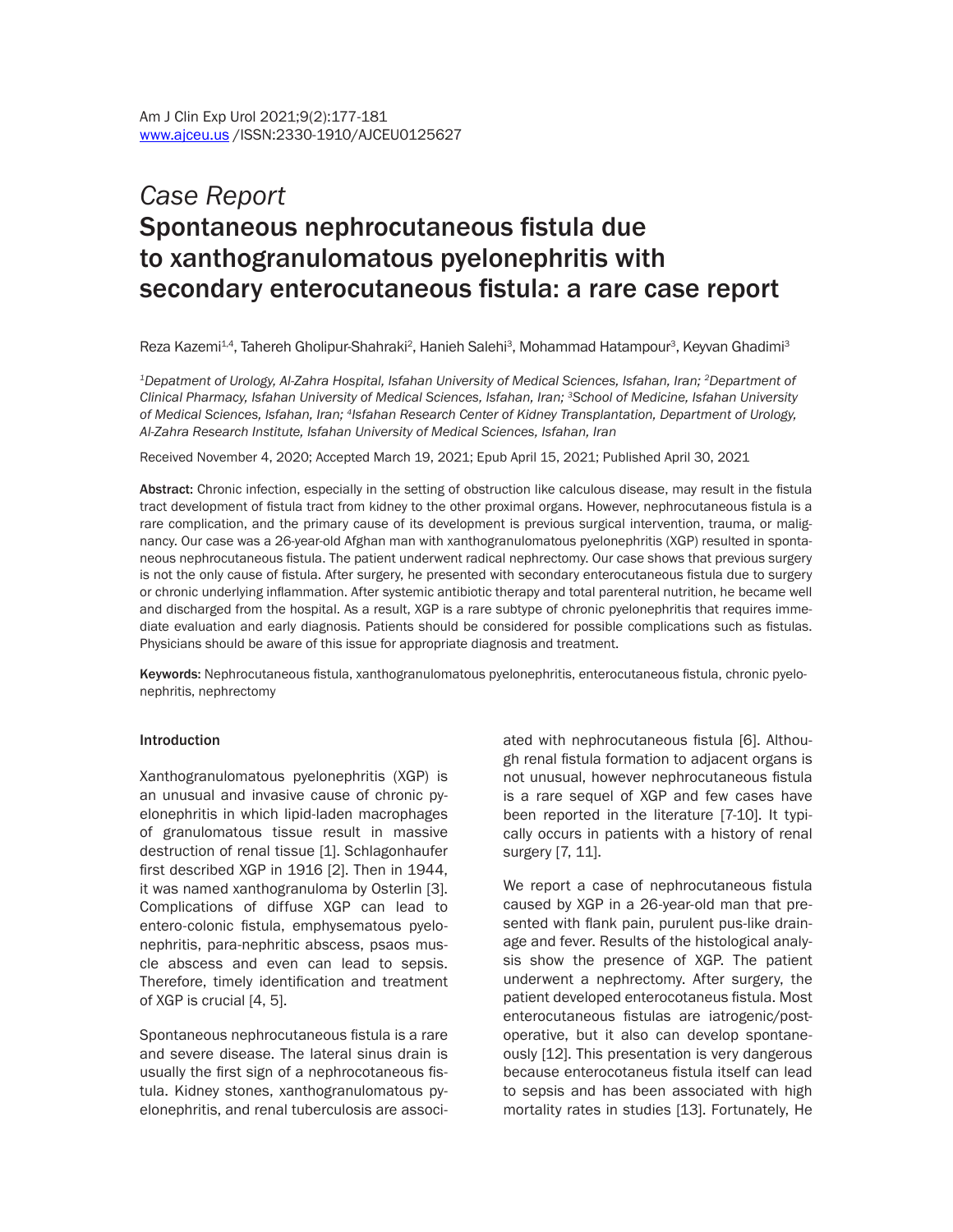*Case Report*

# Spontaneous nephrocutaneous fistula due to xanthogranulomatous pyelonephritis with secondary enterocutaneous fistula: a rare case report

Reza Kazemi[1,4], Tahereh Gholipur-Shahraki[2], Hanieh Salehi[3], Mohammad Hatampour[3], Keyvan Ghadimi[3]

*[1]Depatment of Urology, Al-Zahra Hospital, Isfahan University of Medical Sciences, Isfahan, Iran; [2]Department of Clinical Pharmacy, Isfahan University of Medical Sciences, Isfahan, Iran; [3]School of Medicine, Isfahan University of Medical Sciences, Isfahan, Iran; [4]Isfahan Research Center of Kidney Transplantation, Department of Urology, Al-Zahra Research Institute, Isfahan University of Medical Sciences, Isfahan, Iran*

Received November 4, 2020; Accepted March 19, 2021; Epub April 15, 2021; Published April 30, 2021

**Abstract:** Chronic infection, especially in the setting of obstruction like calculous disease, may result in the fistula tract development of fistula tract from kidney to the other proximal organs. However, nephrocutaneous fistula is a rare complication, and the primary cause of its development is previous surgical intervention, trauma, or malignancy. Our case was a 26-year-old Afghan man with xanthogranulomatous pyelonephritis (XGP) resulted in spontaneous nephrocutaneous fistula. The patient underwent radical nephrectomy. Our case shows that previous surgery is not the only cause of fistula. After surgery, he presented with secondary enterocutaneous fistula due to surgery or chronic underlying inflammation. After systemic antibiotic therapy and total parenteral nutrition, he became well and discharged from the hospital. As a result, XGP is a rare subtype of chronic pyelonephritis that requires immediate evaluation and early diagnosis. Patients should be considered for possible complications such as fistulas. Physicians should be aware of this issue for appropriate diagnosis and treatment.

**Keywords:** Nephrocutaneous fistula, xanthogranulomatous pyelonephritis, enterocutaneous fistula, chronic pyelonephritis, nephrectomy

## Introduction

Xanthogranulomatous pyelonephritis (XGP) is an unusual and invasive cause of chronic pyelonephritis in which lipid-laden macrophages of granulomatous tissue result in massive destruction of renal tissue [1]. Schlagonhaufer first described XGP in 1916 [2]. Then in 1944, it was named xanthogranuloma by Osterlin [3]. Complications of diffuse XGP can lead to entero-colonic fistula, emphysematous pyelonephritis, para-nephritic abscess, psaos muscle abscess and even can lead to sepsis. Therefore, timely identification and treatment of XGP is crucial [4, 5].

Spontaneous nephrocutaneous fistula is a rare and severe disease. The lateral sinus drain is usually the first sign of a nephrocotaneous fistula. Kidney stones, xanthogranulomatous pyelonephritis, and renal tuberculosis are associated with nephrocutaneous fistula [6]. Although renal fistula formation to adjacent organs is not unusual, however nephrocutaneous fistula is a rare sequel of XGP and few cases have been reported in the literature [7-10]. It typically occurs in patients with a history of renal surgery [7, 11].

We report a case of nephrocutaneous fistula caused by XGP in a 26-year-old man that presented with flank pain, purulent pus-like drainage and fever. Results of the histological analysis show the presence of XGP. The patient underwent a nephrectomy. After surgery, the patient developed enterocotaneus fistula. Most enterocutaneous fistulas are iatrogenic/postoperative, but it also can develop spontaneously [12]. This presentation is very dangerous because enterocotaneus fistula itself can lead to sepsis and has been associated with high mortality rates in studies [13]. Fortunately, He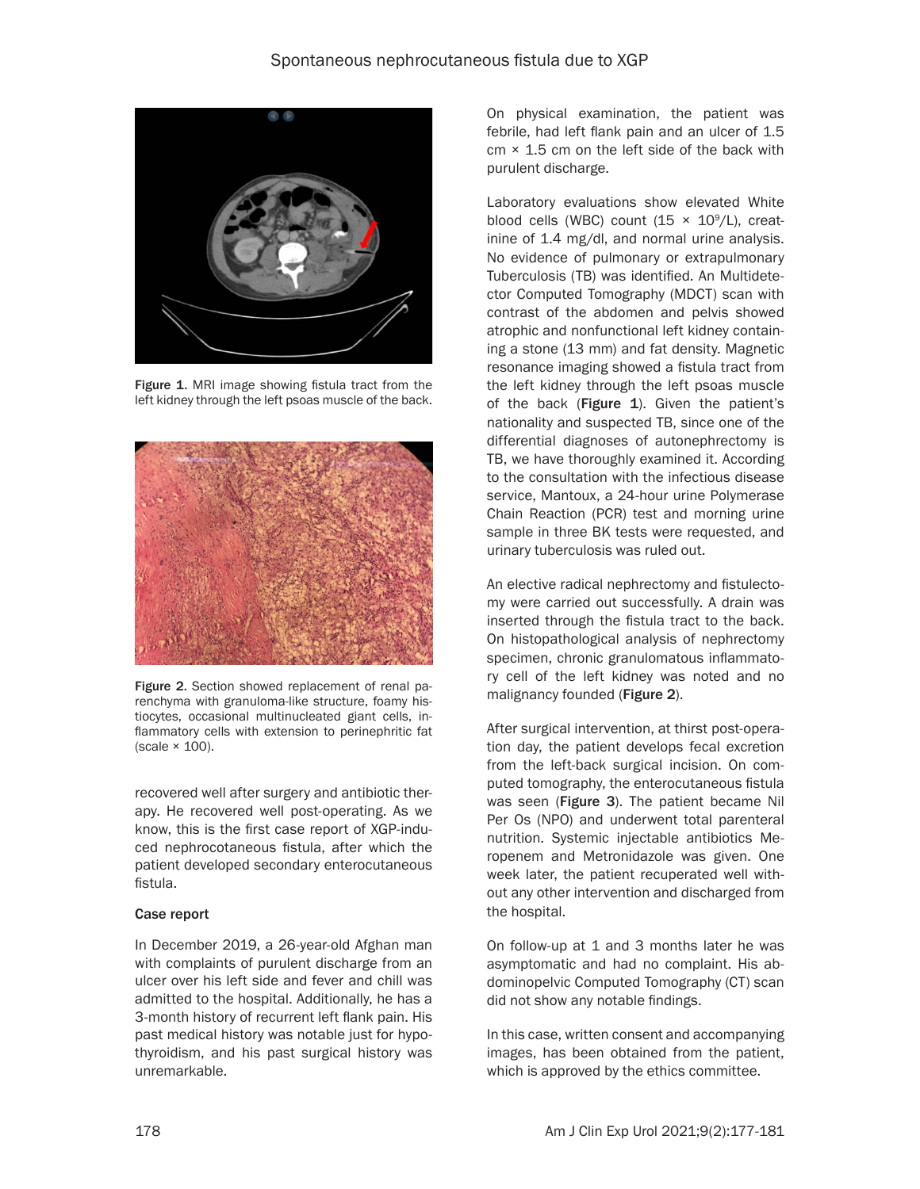Figure 1. MRI image showing fistula tract from the left kidney through the left psoas muscle of the back.

Figure 2. Section showed replacement of renal parenchyma with granuloma-like structure, foamy histiocytes, occasional multinucleated giant cells, inflammatory cells with extension to perinephritic fat (scale × 100).

recovered well after surgery and antibiotic therapy. He recovered well post-operating. As we know, this is the first case report of XGP-induced nephrocotaneous fistula, after which the patient developed secondary enterocutaneous fistula.

### Case report

In December 2019, a 26-year-old Afghan man with complaints of purulent discharge from an ulcer over his left side and fever and chill was admitted to the hospital. Additionally, he has a 3-month history of recurrent left flank pain. His past medical history was notable just for hypothyroidism, and his past surgical history was unremarkable.

On physical examination, the patient was febrile, had left flank pain and an ulcer of 1.5 cm × 1.5 cm on the left side of the back with purulent discharge.

Laboratory evaluations show elevated White blood cells (WBC) count ($15 \times 10^9$/L), creatinine of 1.4 mg/dl, and normal urine analysis. No evidence of pulmonary or extrapulmonary Tuberculosis (TB) was identified. An Multidetector Computed Tomography (MDCT) scan with contrast of the abdomen and pelvis showed atrophic and nonfunctional left kidney containing a stone (13 mm) and fat density. Magnetic resonance imaging showed a fistula tract from the left kidney through the left psoas muscle of the back (**Figure 1**). Given the patient's nationality and suspected TB, since one of the differential diagnoses of autonephrectomy is TB, we have thoroughly examined it. According to the consultation with the infectious disease service, Mantoux, a 24-hour urine Polymerase Chain Reaction (PCR) test and morning urine sample in three BK tests were requested, and urinary tuberculosis was ruled out.

An elective radical nephrectomy and fistulectomy were carried out successfully. A drain was inserted through the fistula tract to the back. On histopathological analysis of nephrectomy specimen, chronic granulomatous inflammatory cell of the left kidney was noted and no malignancy founded (**Figure 2**).

After surgical intervention, at thirst post-operation day, the patient develops fecal excretion from the left-back surgical incision. On computed tomography, the enterocutaneous fistula was seen (**Figure 3**). The patient became Nil Per Os (NPO) and underwent total parenteral nutrition. Systemic injectable antibiotics Meropenem and Metronidazole was given. One week later, the patient recuperated well without any other intervention and discharged from the hospital.

On follow-up at 1 and 3 months later he was asymptomatic and had no complaint. His abdominopelvic Computed Tomography (CT) scan did not show any notable findings.

In this case, written consent and accompanying images, has been obtained from the patient, which is approved by the ethics committee.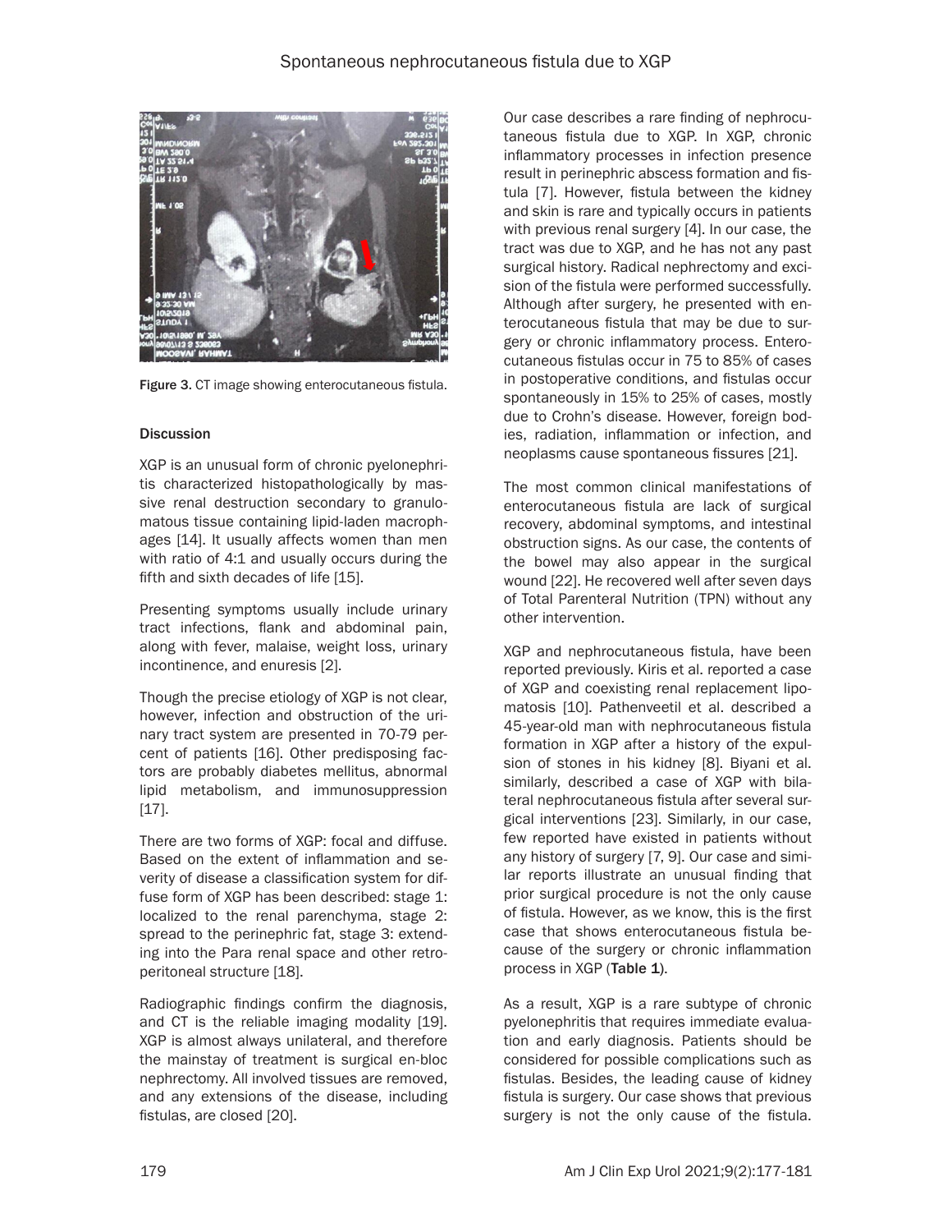Figure 3. CT image showing enterocutaneous fistula.

## Discussion

XGP is an unusual form of chronic pyelonephritis characterized histopathologically by massive renal destruction secondary to granulomatous tissue containing lipid-laden macrophages [14]. It usually affects women than men with ratio of 4:1 and usually occurs during the fifth and sixth decades of life [15].

Presenting symptoms usually include urinary tract infections, flank and abdominal pain, along with fever, malaise, weight loss, urinary incontinence, and enuresis [2].

Though the precise etiology of XGP is not clear, however, infection and obstruction of the urinary tract system are presented in 70-79 percent of patients [16]. Other predisposing factors are probably diabetes mellitus, abnormal lipid metabolism, and immunosuppression [17].

There are two forms of XGP: focal and diffuse. Based on the extent of inflammation and severity of disease a classification system for diffuse form of XGP has been described: stage 1: localized to the renal parenchyma, stage 2: spread to the perinephric fat, stage 3: extending into the Para renal space and other retroperitoneal structure [18].

Radiographic findings confirm the diagnosis, and CT is the reliable imaging modality [19]. XGP is almost always unilateral, and therefore the mainstay of treatment is surgical en-bloc nephrectomy. All involved tissues are removed, and any extensions of the disease, including fistulas, are closed [20].

Our case describes a rare finding of nephrocutaneous fistula due to XGP. In XGP, chronic inflammatory processes in infection presence result in perinephric abscess formation and fistula [7]. However, fistula between the kidney and skin is rare and typically occurs in patients with previous renal surgery [4]. In our case, the tract was due to XGP, and he has not any past surgical history. Radical nephrectomy and excision of the fistula were performed successfully. Although after surgery, he presented with enterocutaneous fistula that may be due to surgery or chronic inflammatory process. Enterocutaneous fistulas occur in 75 to 85% of cases in postoperative conditions, and fistulas occur spontaneously in 15% to 25% of cases, mostly due to Crohn's disease. However, foreign bodies, radiation, inflammation or infection, and neoplasms cause spontaneous fissures [21].

The most common clinical manifestations of enterocutaneous fistula are lack of surgical recovery, abdominal symptoms, and intestinal obstruction signs. As our case, the contents of the bowel may also appear in the surgical wound [22]. He recovered well after seven days of Total Parenteral Nutrition (TPN) without any other intervention.

XGP and nephrocutaneous fistula, have been reported previously. Kiris et al. reported a case of XGP and coexisting renal replacement lipomatosis [10]. Pathenveetil et al. described a 45-year-old man with nephrocutaneous fistula formation in XGP after a history of the expulsion of stones in his kidney [8]. Biyani et al. similarly, described a case of XGP with bilateral nephrocutaneous fistula after several surgical interventions [23]. Similarly, in our case, few reported have existed in patients without any history of surgery [7, 9]. Our case and similar reports illustrate an unusual finding that prior surgical procedure is not the only cause of fistula. However, as we know, this is the first case that shows enterocutaneous fistula because of the surgery or chronic inflammation process in XGP (**Table 1**).

As a result, XGP is a rare subtype of chronic pyelonephritis that requires immediate evaluation and early diagnosis. Patients should be considered for possible complications such as fistulas. Besides, the leading cause of kidney fistula is surgery. Our case shows that previous surgery is not the only cause of the fistula.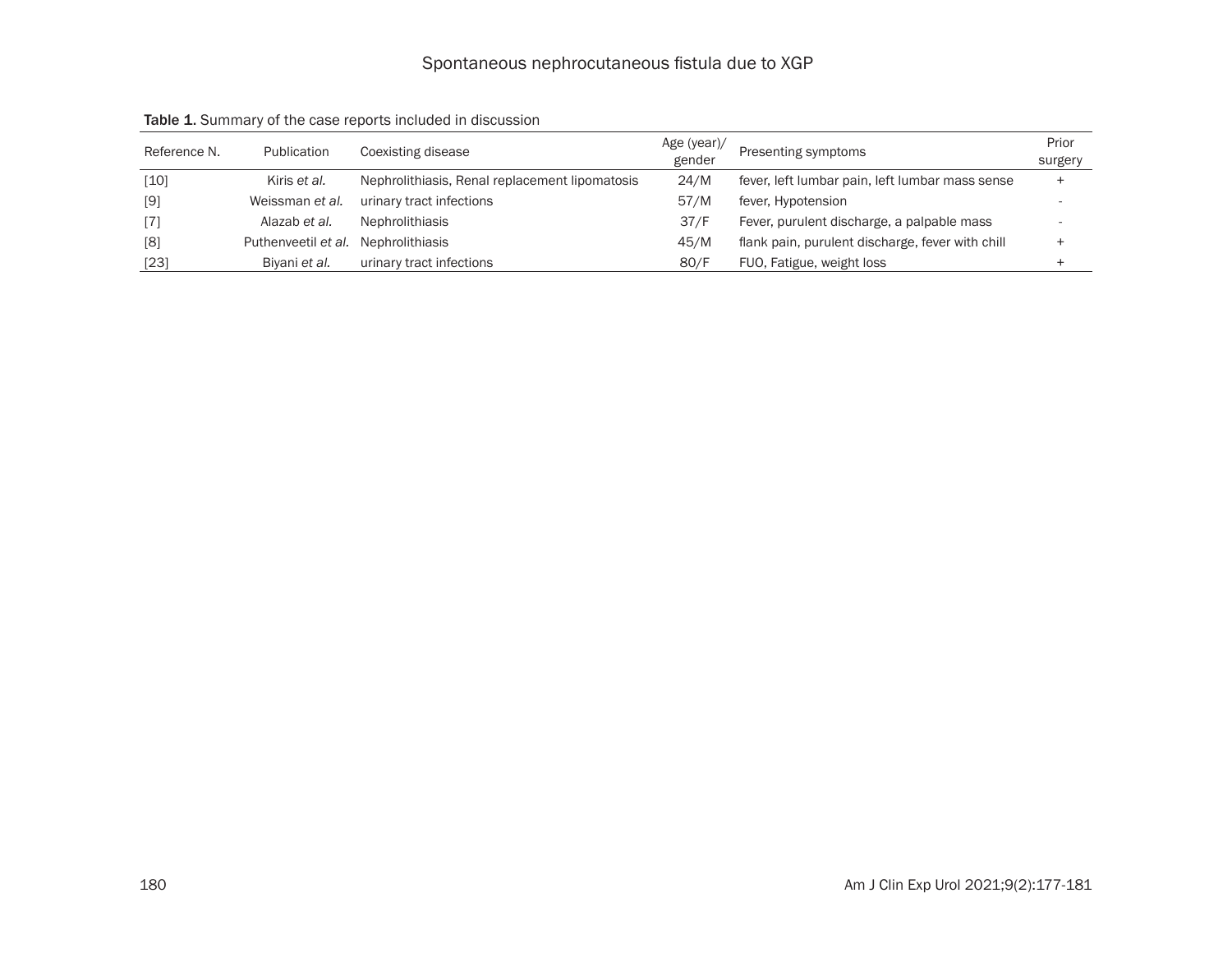**Table 1.** Summary of the case reports included in discussion

| Reference N. | Publication | Coexisting disease | Age (year)/ gender | Presenting symptoms | Prior surgery |
|---|---|---|---|---|---|
| [10] | Kiris *et al.* | Nephrolithiasis, Renal replacement lipomatosis | 24/M | fever, left lumbar pain, left lumbar mass sense | + |
| [9] | Weissman *et al.* | urinary tract infections | 57/M | fever, Hypotension | - |
| [7] | Alazab *et al.* | Nephrolithiasis | 37/F | Fever, purulent discharge, a palpable mass | - |
| [8] | Puthenveetil *et al.* | Nephrolithiasis | 45/M | flank pain, purulent discharge, fever with chill | + |
| [23] | Biyani *et al.* | urinary tract infections | 80/F | FUO, Fatigue, weight loss | + |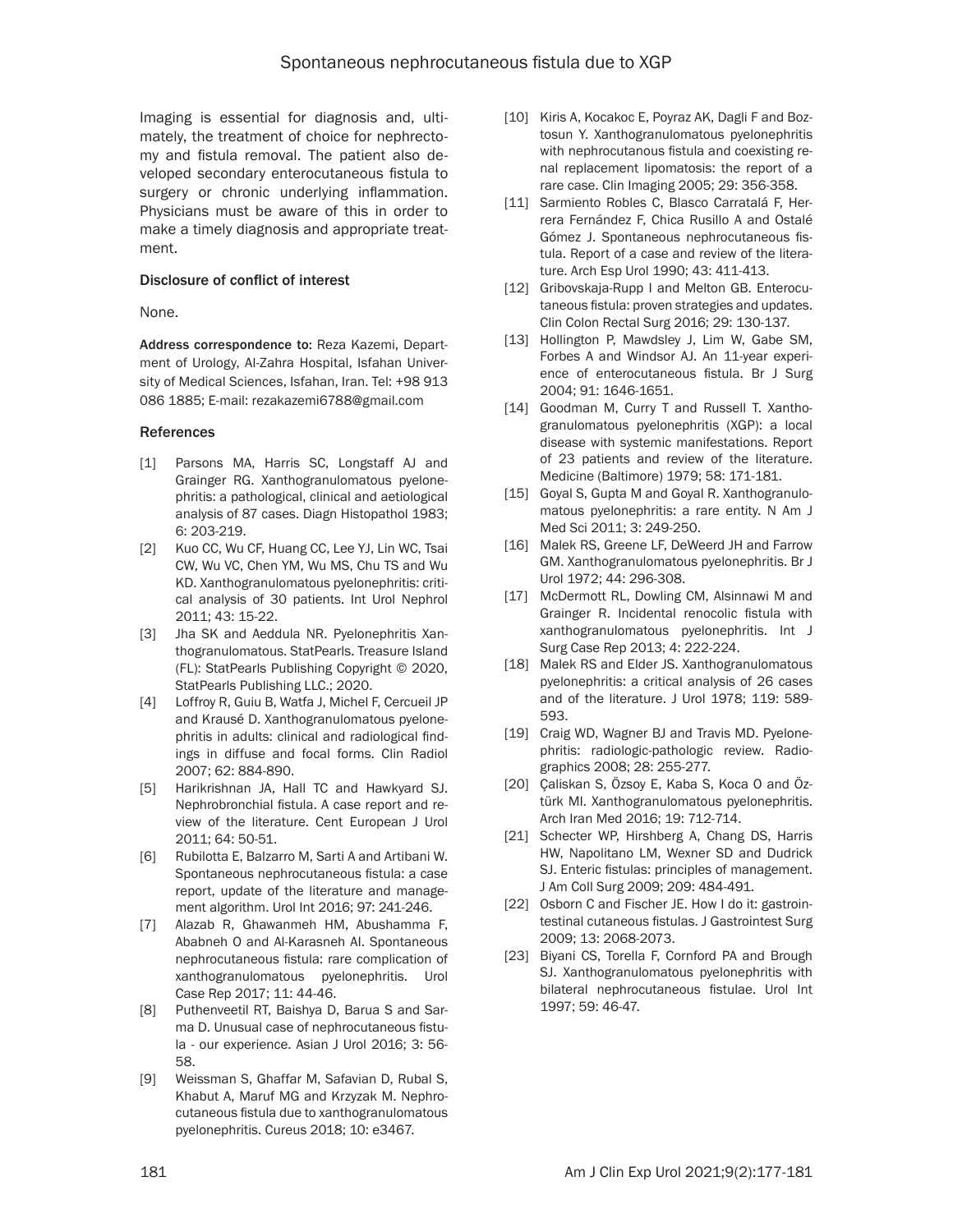Imaging is essential for diagnosis and, ultimately, the treatment of choice for nephrectomy and fistula removal. The patient also developed secondary enterocutaneous fistula to surgery or chronic underlying inflammation. Physicians must be aware of this in order to make a timely diagnosis and appropriate treatment.

### Disclosure of conflict of interest

None.

**Address correspondence to:** Reza Kazemi, Department of Urology, Al-Zahra Hospital, Isfahan University of Medical Sciences, Isfahan, Iran. Tel: +98 913 086 1885; E-mail: rezakazemi6788@gmail.com

### References

[1] Parsons MA, Harris SC, Longstaff AJ and Grainger RG. Xanthogranulomatous pyelonephritis: a pathological, clinical and aetiological analysis of 87 cases. Diagn Histopathol 1983; 6: 203-219.

[2] Kuo CC, Wu CF, Huang CC, Lee YJ, Lin WC, Tsai CW, Wu VC, Chen YM, Wu MS, Chu TS and Wu KD. Xanthogranulomatous pyelonephritis: critical analysis of 30 patients. Int Urol Nephrol 2011; 43: 15-22.

[3] Jha SK and Aeddula NR. Pyelonephritis Xanthogranulomatous. StatPearls. Treasure Island (FL): StatPearls Publishing Copyright © 2020, StatPearls Publishing LLC.; 2020.

[4] Loffroy R, Guiu B, Watfa J, Michel F, Cercueil JP and Krausé D. Xanthogranulomatous pyelonephritis in adults: clinical and radiological findings in diffuse and focal forms. Clin Radiol 2007; 62: 884-890.

[5] Harikrishnan JA, Hall TC and Hawkyard SJ. Nephrobronchial fistula. A case report and review of the literature. Cent European J Urol 2011; 64: 50-51.

[6] Rubilotta E, Balzarro M, Sarti A and Artibani W. Spontaneous nephrocutaneous fistula: a case report, update of the literature and management algorithm. Urol Int 2016; 97: 241-246.

[7] Alazab R, Ghawanmeh HM, Abushamma F, Ababneh O and Al-Karasneh AI. Spontaneous nephrocutaneous fistula: rare complication of xanthogranulomatous pyelonephritis. Urol Case Rep 2017; 11: 44-46.

[8] Puthenveetil RT, Baishya D, Barua S and Sarma D. Unusual case of nephrocutaneous fistula - our experience. Asian J Urol 2016; 3: 56-58.

[9] Weissman S, Ghaffar M, Safavian D, Rubal S, Khabut A, Maruf MG and Krzyzak M. Nephrocutaneous fistula due to xanthogranulomatous pyelonephritis. Cureus 2018; 10: e3467.

[10] Kiris A, Kocakoc E, Poyraz AK, Dagli F and Boztosun Y. Xanthogranulomatous pyelonephritis with nephrocutanous fistula and coexisting renal replacement lipomatosis: the report of a rare case. Clin Imaging 2005; 29: 356-358.

[11] Sarmiento Robles C, Blasco Carratalá F, Herrera Fernández F, Chica Rusillo A and Ostalé Gómez J. Spontaneous nephrocutaneous fistula. Report of a case and review of the literature. Arch Esp Urol 1990; 43: 411-413.

[12] Gribovskaja-Rupp I and Melton GB. Enterocutaneous fistula: proven strategies and updates. Clin Colon Rectal Surg 2016; 29: 130-137.

[13] Hollington P, Mawdsley J, Lim W, Gabe SM, Forbes A and Windsor AJ. An 11-year experience of enterocutaneous fistula. Br J Surg 2004; 91: 1646-1651.

[14] Goodman M, Curry T and Russell T. Xanthogranulomatous pyelonephritis (XGP): a local disease with systemic manifestations. Report of 23 patients and review of the literature. Medicine (Baltimore) 1979; 58: 171-181.

[15] Goyal S, Gupta M and Goyal R. Xanthogranulomatous pyelonephritis: a rare entity. N Am J Med Sci 2011; 3: 249-250.

[16] Malek RS, Greene LF, DeWeerd JH and Farrow GM. Xanthogranulomatous pyelonephritis. Br J Urol 1972; 44: 296-308.

[17] McDermott RL, Dowling CM, Alsinnawi M and Grainger R. Incidental renocolic fistula with xanthogranulomatous pyelonephritis. Int J Surg Case Rep 2013; 4: 222-224.

[18] Malek RS and Elder JS. Xanthogranulomatous pyelonephritis: a critical analysis of 26 cases and of the literature. J Urol 1978; 119: 589-593.

[19] Craig WD, Wagner BJ and Travis MD. Pyelonephritis: radiologic-pathologic review. Radiographics 2008; 28: 255-277.

[20] Çaliskan S, Özsoy E, Kaba S, Koca O and Öztürk MI. Xanthogranulomatous pyelonephritis. Arch Iran Med 2016; 19: 712-714.

[21] Schecter WP, Hirshberg A, Chang DS, Harris HW, Napolitano LM, Wexner SD and Dudrick SJ. Enteric fistulas: principles of management. J Am Coll Surg 2009; 209: 484-491.

[22] Osborn C and Fischer JE. How I do it: gastrointestinal cutaneous fistulas. J Gastrointest Surg 2009; 13: 2068-2073.

[23] Biyani CS, Torella F, Cornford PA and Brough SJ. Xanthogranulomatous pyelonephritis with bilateral nephrocutaneous fistulae. Urol Int 1997; 59: 46-47.